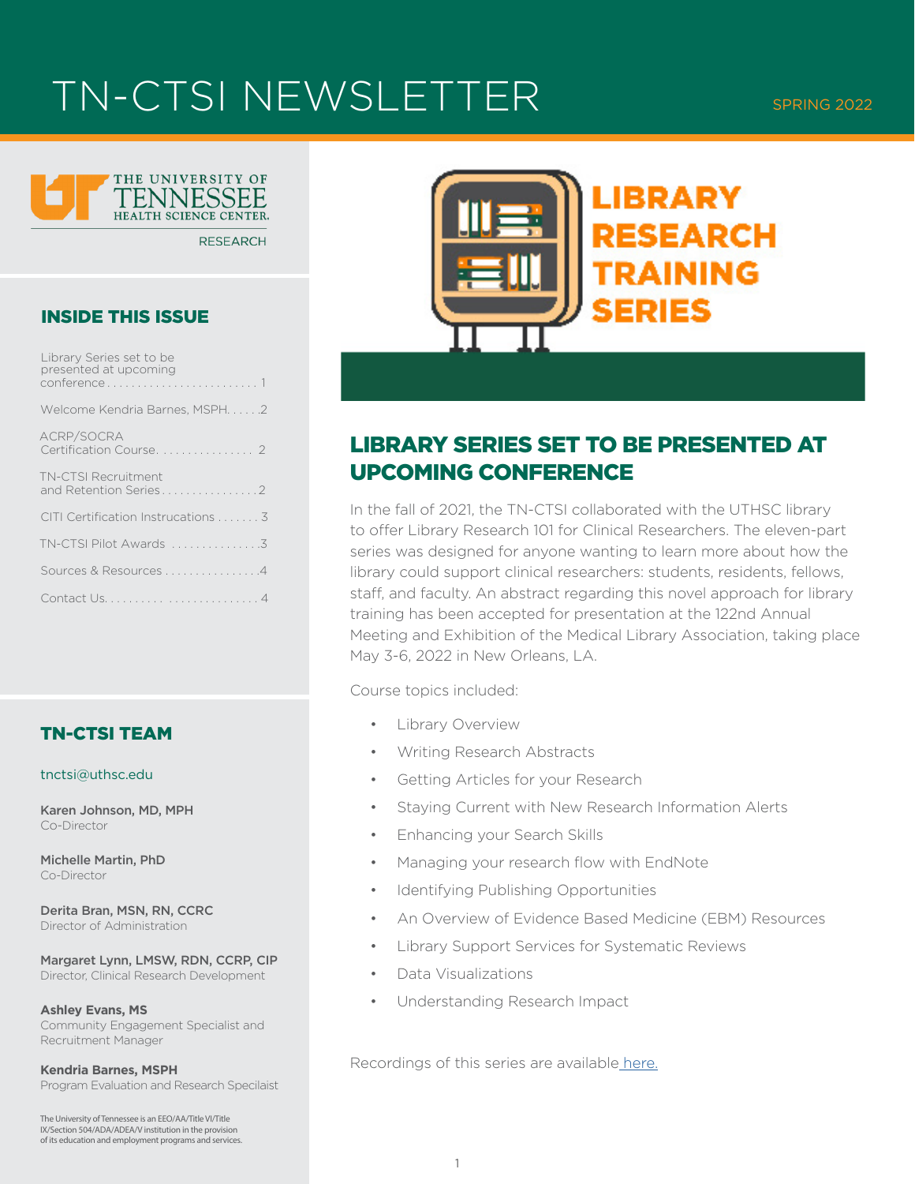# TN-CTSI NEWSLETTER

SPRING 2022

THE UNIVERSITY OF TENNESSEE HEALTH SCIENCE CENTER.

RESEARCH

## INSIDE THIS ISSUE

- Library Series set to be presented at upcoming conference . . . . . 1
- Welcome Kendria Barnes, MSPH. . . . . .2
- ACRP/SOCRA Certification Course. . . . . . . . . . . . . . . . 2
- TN-CTSI Recruitment and Retention Series . . . . . . . . . . . . . . . .2
- CITI Certification Instructions . . . . . . . 3
- TN-CTSI Pilot Awards . . . . . . . . . . . . . . .3
- Sources & Resources . . . . . . . . . . . . . . . .4
- Contact Us. . . . . . . . . . . . . . . . . . . . . . . . . 4

## TN-CTSI TEAM

tnctsi@uthsc.edu

**Karen Johnson, MD, MPH**
Co-Director

**Michelle Martin, PhD**
Co-Director

**Derita Bran, MSN, RN, CCRC**
Director of Administration

**Margaret Lynn, LMSW, RDN, CCRP, CIP**
Director, Clinical Research Development

**Ashley Evans, MS**
Community Engagement Specialist and Recruitment Manager

**Kendria Barnes, MSPH**
Program Evaluation and Research Specilaist

The University of Tennessee is an EEO/AA/Title VI/Title IX/Section 504/ADA/ADEA/V institution in the provision of its education and employment programs and services.

LIBRARY RESEARCH TRAINING SERIES

## LIBRARY SERIES SET TO BE PRESENTED AT UPCOMING CONFERENCE

In the fall of 2021, the TN-CTSI collaborated with the UTHSC library to offer Library Research 101 for Clinical Researchers. The eleven-part series was designed for anyone wanting to learn more about how the library could support clinical researchers: students, residents, fellows, staff, and faculty. An abstract regarding this novel approach for library training has been accepted for presentation at the 122nd Annual Meeting and Exhibition of the Medical Library Association, taking place May 3-6, 2022 in New Orleans, LA.

Course topics included:

- Library Overview
- Writing Research Abstracts
- Getting Articles for your Research
- Staying Current with New Research Information Alerts
- Enhancing your Search Skills
- Managing your research flow with EndNote
- Identifying Publishing Opportunities
- An Overview of Evidence Based Medicine (EBM) Resources
- Library Support Services for Systematic Reviews
- Data Visualizations
- Understanding Research Impact

Recordings of this series are available here.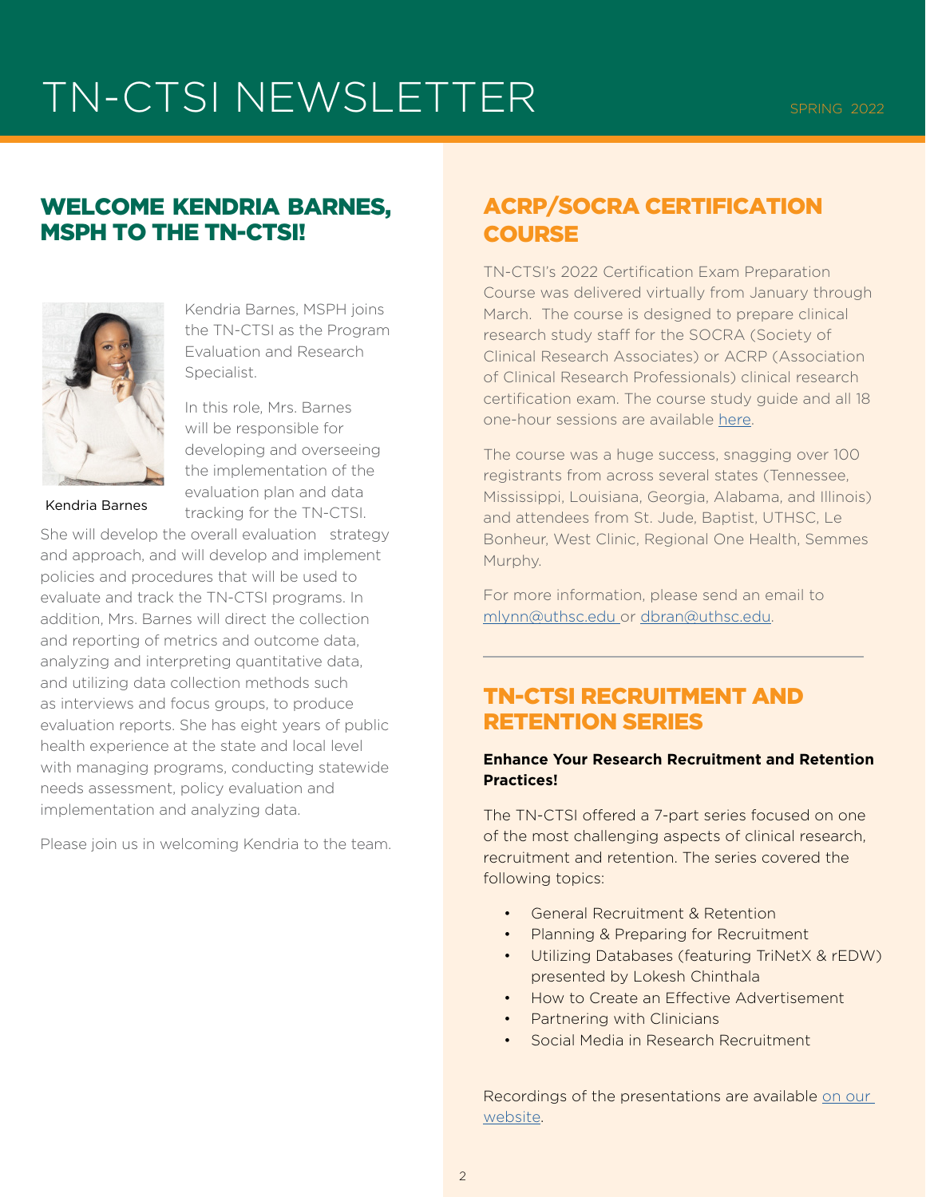# TN-CTSI NEWSLETTER

SPRING 2022

## WELCOME KENDRIA BARNES, MSPH TO THE TN-CTSI!

Kendria Barnes

Kendria Barnes, MSPH joins the TN-CTSI as the Program Evaluation and Research Specialist.

In this role, Mrs. Barnes will be responsible for developing and overseeing the implementation of the evaluation plan and data tracking for the TN-CTSI. She will develop the overall evaluation strategy and approach, and will develop and implement policies and procedures that will be used to evaluate and track the TN-CTSI programs. In addition, Mrs. Barnes will direct the collection and reporting of metrics and outcome data, analyzing and interpreting quantitative data, and utilizing data collection methods such as interviews and focus groups, to produce evaluation reports. She has eight years of public health experience at the state and local level with managing programs, conducting statewide needs assessment, policy evaluation and implementation and analyzing data.

Please join us in welcoming Kendria to the team.

## ACRP/SOCRA CERTIFICATION COURSE

TN-CTSI's 2022 Certification Exam Preparation Course was delivered virtually from January through March. The course is designed to prepare clinical research study staff for the SOCRA (Society of Clinical Research Associates) or ACRP (Association of Clinical Research Professionals) clinical research certification exam. The course study guide and all 18 one-hour sessions are available here.

The course was a huge success, snagging over 100 registrants from across several states (Tennessee, Mississippi, Louisiana, Georgia, Alabama, and Illinois) and attendees from St. Jude, Baptist, UTHSC, Le Bonheur, West Clinic, Regional One Health, Semmes Murphy.

For more information, please send an email to mlynn@uthsc.edu or dbran@uthsc.edu.

## TN-CTSI RECRUITMENT AND RETENTION SERIES

**Enhance Your Research Recruitment and Retention Practices!**

The TN-CTSI offered a 7-part series focused on one of the most challenging aspects of clinical research, recruitment and retention. The series covered the following topics:

- General Recruitment & Retention
- Planning & Preparing for Recruitment
- Utilizing Databases (featuring TriNetX & rEDW) presented by Lokesh Chinthala
- How to Create an Effective Advertisement
- Partnering with Clinicians
- Social Media in Research Recruitment

Recordings of the presentations are available on our website.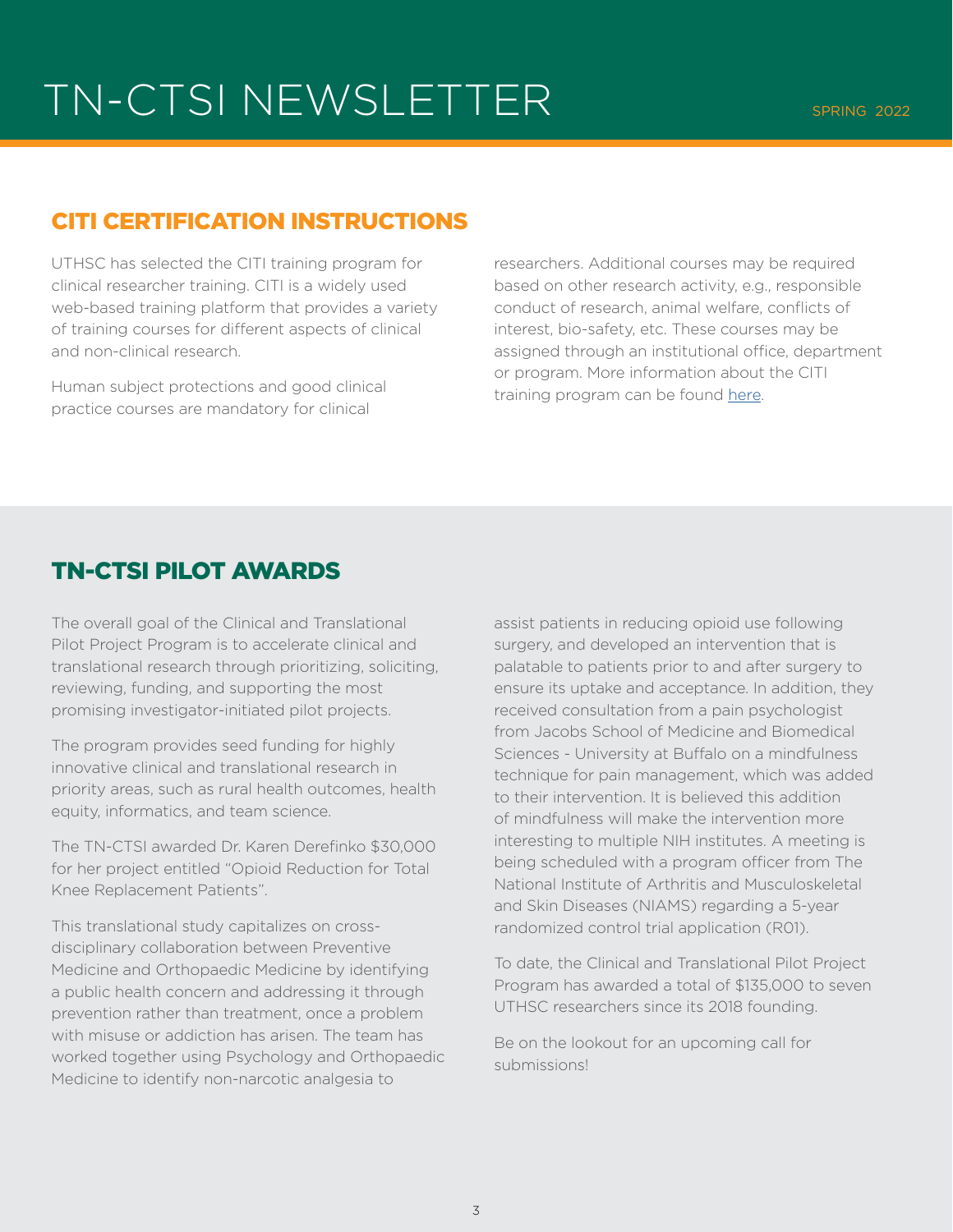## CITI CERTIFICATION INSTRUCTIONS

UTHSC has selected the CITI training program for clinical researcher training. CITI is a widely used web-based training platform that provides a variety of training courses for different aspects of clinical and non-clinical research.

Human subject protections and good clinical practice courses are mandatory for clinical researchers. Additional courses may be required based on other research activity, e.g., responsible conduct of research, animal welfare, conflicts of interest, bio-safety, etc. These courses may be assigned through an institutional office, department or program. More information about the CITI training program can be found here.

## TN-CTSI PILOT AWARDS

The overall goal of the Clinical and Translational Pilot Project Program is to accelerate clinical and translational research through prioritizing, soliciting, reviewing, funding, and supporting the most promising investigator-initiated pilot projects.

The program provides seed funding for highly innovative clinical and translational research in priority areas, such as rural health outcomes, health equity, informatics, and team science.

The TN-CTSI awarded Dr. Karen Derefinko $30,000 for her project entitled "Opioid Reduction for Total Knee Replacement Patients".

This translational study capitalizes on cross-disciplinary collaboration between Preventive Medicine and Orthopaedic Medicine by identifying a public health concern and addressing it through prevention rather than treatment, once a problem with misuse or addiction has arisen. The team has worked together using Psychology and Orthopaedic Medicine to identify non-narcotic analgesia to assist patients in reducing opioid use following surgery, and developed an intervention that is palatable to patients prior to and after surgery to ensure its uptake and acceptance. In addition, they received consultation from a pain psychologist from Jacobs School of Medicine and Biomedical Sciences - University at Buffalo on a mindfulness technique for pain management, which was added to their intervention. It is believed this addition of mindfulness will make the intervention more interesting to multiple NIH institutes. A meeting is being scheduled with a program officer from The National Institute of Arthritis and Musculoskeletal and Skin Diseases (NIAMS) regarding a 5-year randomized control trial application (R01).

To date, the Clinical and Translational Pilot Project Program has awarded a total of $135,000 to seven UTHSC researchers since its 2018 founding.

Be on the lookout for an upcoming call for submissions!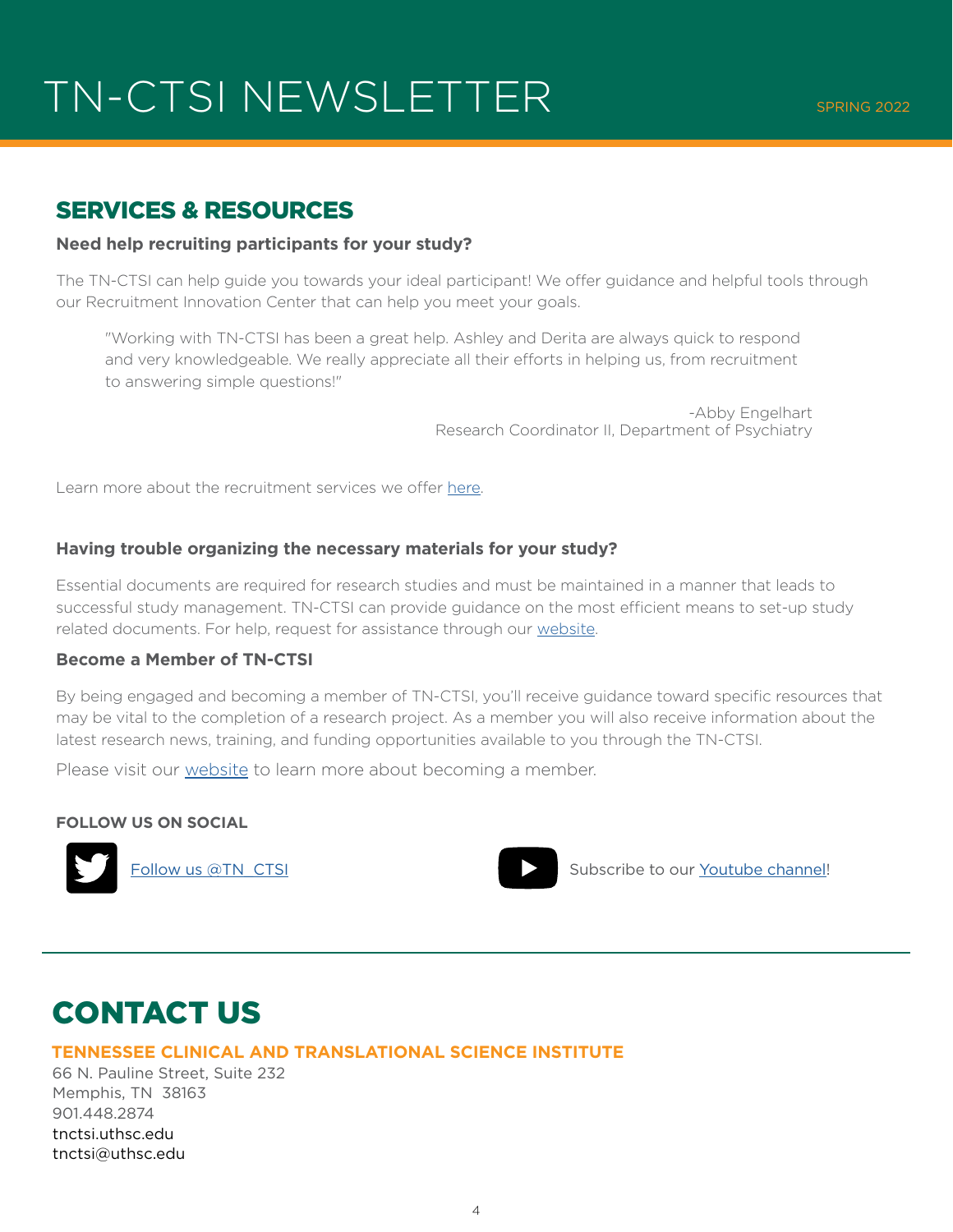# TN-CTSI NEWSLETTER

SPRING 2022

## SERVICES & RESOURCES

### Need help recruiting participants for your study?

The TN-CTSI can help guide you towards your ideal participant! We offer guidance and helpful tools through our Recruitment Innovation Center that can help you meet your goals.

> "Working with TN-CTSI has been a great help. Ashley and Derita are always quick to respond and very knowledgeable. We really appreciate all their efforts in helping us, from recruitment to answering simple questions!"
>
> -Abby Engelhart
> Research Coordinator II, Department of Psychiatry

Learn more about the recruitment services we offer here.

### Having trouble organizing the necessary materials for your study?

Essential documents are required for research studies and must be maintained in a manner that leads to successful study management. TN-CTSI can provide guidance on the most efficient means to set-up study related documents. For help, request for assistance through our website.

### Become a Member of TN-CTSI

By being engaged and becoming a member of TN-CTSI, you'll receive guidance toward specific resources that may be vital to the completion of a research project. As a member you will also receive information about the latest research news, training, and funding opportunities available to you through the TN-CTSI.

Please visit our website to learn more about becoming a member.

**FOLLOW US ON SOCIAL**

Follow us @TN_CTSI

Subscribe to our Youtube channel!

## CONTACT US

**TENNESSEE CLINICAL AND TRANSLATIONAL SCIENCE INSTITUTE**
66 N. Pauline Street, Suite 232
Memphis, TN 38163
901.448.2874
tnctsi.uthsc.edu
tnctsi@uthsc.edu